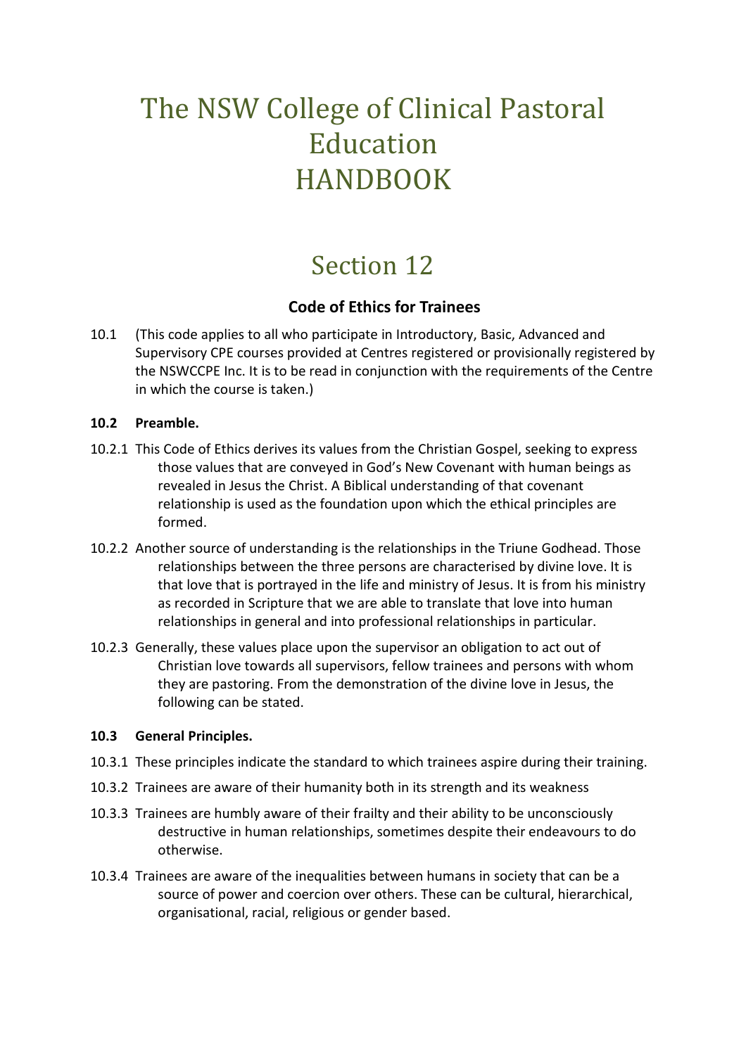# The NSW College of Clinical Pastoral Education HANDBOOK

# Section 12

### Code of Ethics for Trainees

10.1 (This code applies to all who participate in Introductory, Basic, Advanced and Supervisory CPE courses provided at Centres registered or provisionally registered by the NSWCCPE Inc. It is to be read in conjunction with the requirements of the Centre in which the course is taken.)

**10.2 Preamble.**

10.2.1 This Code of Ethics derives its values from the Christian Gospel, seeking to express those values that are conveyed in God's New Covenant with human beings as revealed in Jesus the Christ. A Biblical understanding of that covenant relationship is used as the foundation upon which the ethical principles are formed.

10.2.2 Another source of understanding is the relationships in the Triune Godhead. Those relationships between the three persons are characterised by divine love. It is that love that is portrayed in the life and ministry of Jesus. It is from his ministry as recorded in Scripture that we are able to translate that love into human relationships in general and into professional relationships in particular.

10.2.3 Generally, these values place upon the supervisor an obligation to act out of Christian love towards all supervisors, fellow trainees and persons with whom they are pastoring. From the demonstration of the divine love in Jesus, the following can be stated.

**10.3 General Principles.**

10.3.1 These principles indicate the standard to which trainees aspire during their training.

10.3.2 Trainees are aware of their humanity both in its strength and its weakness

10.3.3 Trainees are humbly aware of their frailty and their ability to be unconsciously destructive in human relationships, sometimes despite their endeavours to do otherwise.

10.3.4 Trainees are aware of the inequalities between humans in society that can be a source of power and coercion over others. These can be cultural, hierarchical, organisational, racial, religious or gender based.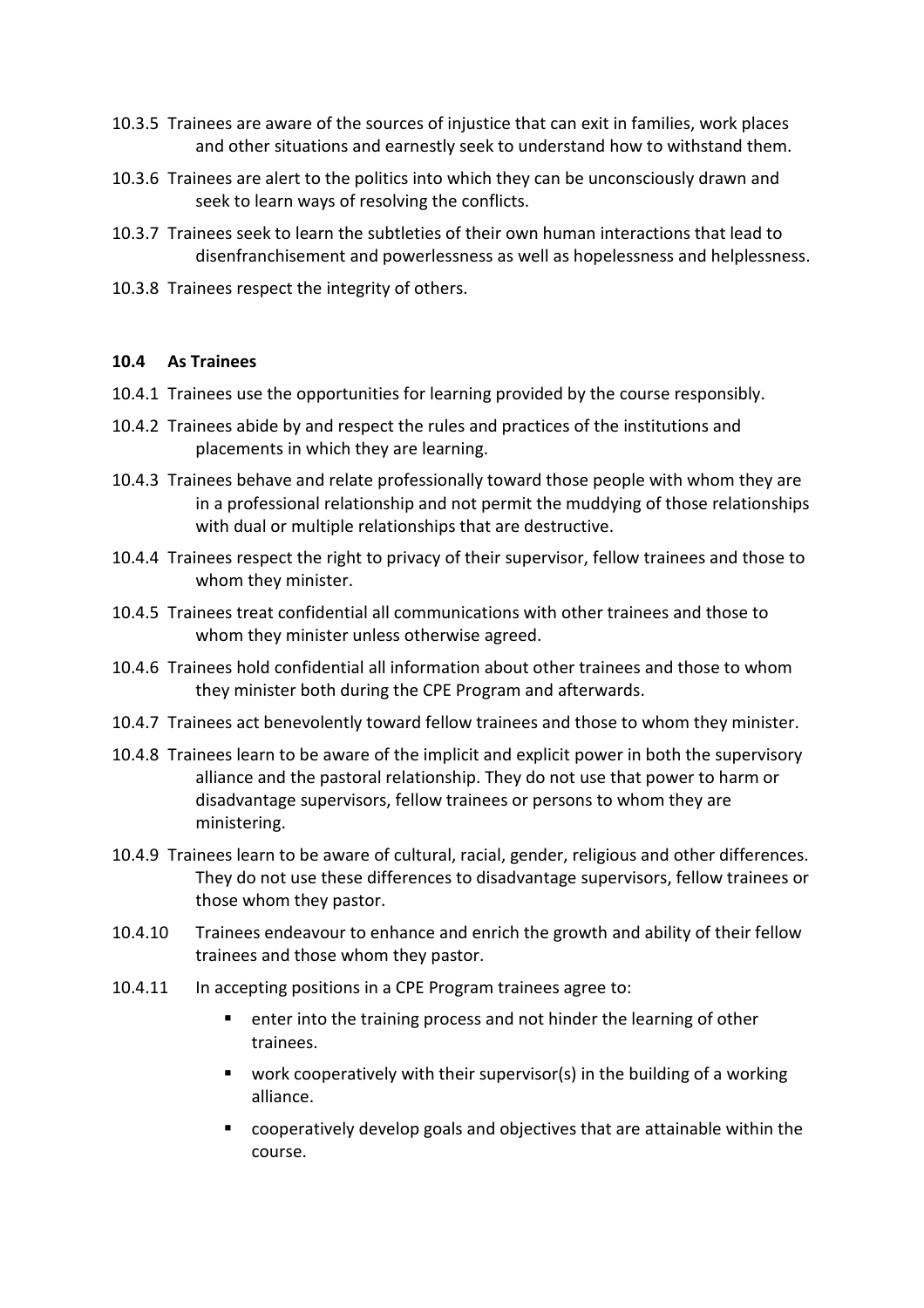10.3.5 Trainees are aware of the sources of injustice that can exit in families, work places and other situations and earnestly seek to understand how to withstand them.

10.3.6 Trainees are alert to the politics into which they can be unconsciously drawn and seek to learn ways of resolving the conflicts.

10.3.7 Trainees seek to learn the subtleties of their own human interactions that lead to disenfranchisement and powerlessness as well as hopelessness and helplessness.

10.3.8 Trainees respect the integrity of others.

### 10.4 As Trainees

10.4.1 Trainees use the opportunities for learning provided by the course responsibly.

10.4.2 Trainees abide by and respect the rules and practices of the institutions and placements in which they are learning.

10.4.3 Trainees behave and relate professionally toward those people with whom they are in a professional relationship and not permit the muddying of those relationships with dual or multiple relationships that are destructive.

10.4.4 Trainees respect the right to privacy of their supervisor, fellow trainees and those to whom they minister.

10.4.5 Trainees treat confidential all communications with other trainees and those to whom they minister unless otherwise agreed.

10.4.6 Trainees hold confidential all information about other trainees and those to whom they minister both during the CPE Program and afterwards.

10.4.7 Trainees act benevolently toward fellow trainees and those to whom they minister.

10.4.8 Trainees learn to be aware of the implicit and explicit power in both the supervisory alliance and the pastoral relationship. They do not use that power to harm or disadvantage supervisors, fellow trainees or persons to whom they are ministering.

10.4.9 Trainees learn to be aware of cultural, racial, gender, religious and other differences. They do not use these differences to disadvantage supervisors, fellow trainees or those whom they pastor.

10.4.10 Trainees endeavour to enhance and enrich the growth and ability of their fellow trainees and those whom they pastor.

10.4.11 In accepting positions in a CPE Program trainees agree to:

- enter into the training process and not hinder the learning of other trainees.
- work cooperatively with their supervisor(s) in the building of a working alliance.
- cooperatively develop goals and objectives that are attainable within the course.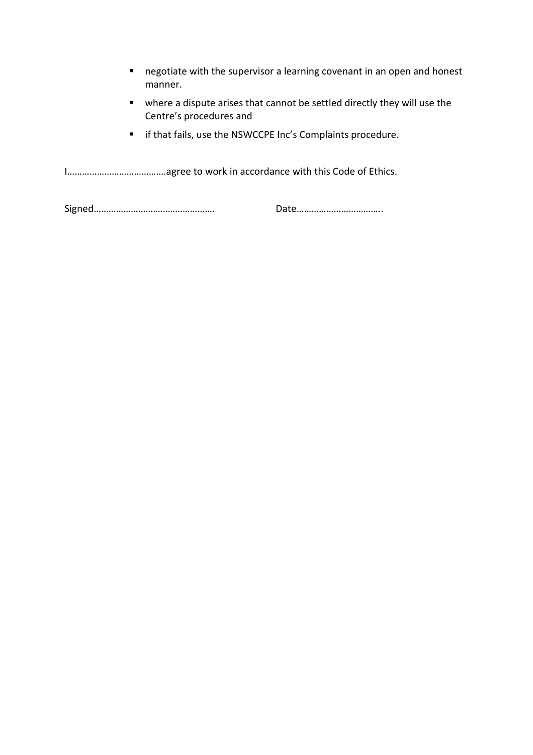- negotiate with the supervisor a learning covenant in an open and honest manner.
- where a dispute arises that cannot be settled directly they will use the Centre's procedures and
- if that fails, use the NSWCCPE Inc's Complaints procedure.

I…………………………………agree to work in accordance with this Code of Ethics.

Signed………………………………………….   Date……………………………..